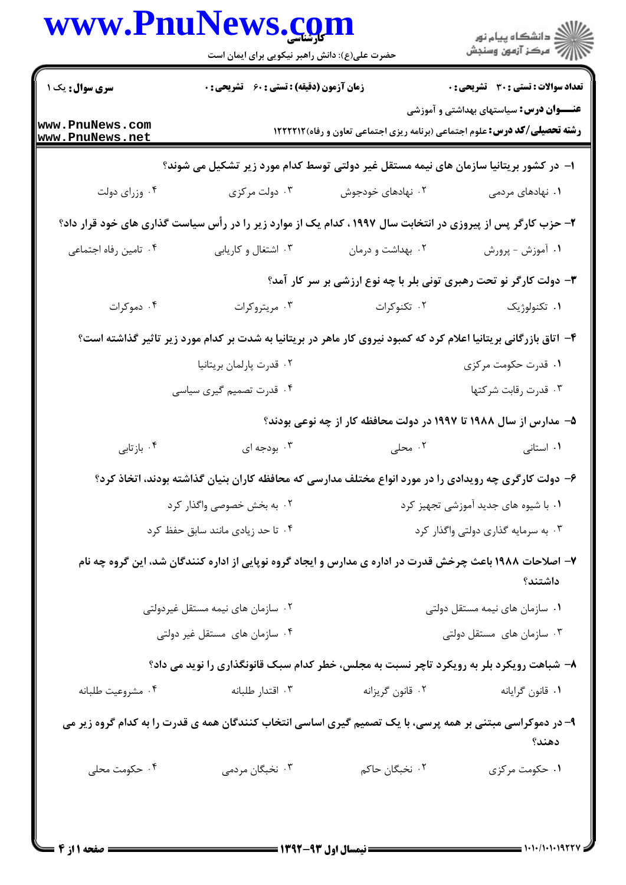**سری سوال:** یک ۱

**زمان آزمون (دقیقه) : تستی : ۶۰ تشریحی : ۰**

**تعداد سوالات : تستی : ۳۰ تشریحی : ۰**

**عنـــوان درس:** سیاستهای بهداشتی و آموزشی

**رشته تحصیلی/کد درس:** علوم اجتماعی (برنامه ریزی اجتماعی تعاون و رفاه)۱۲۲۲۲۱۲

۱- در کشور بریتانیا سازمان های نیمه مستقل غیر دولتی توسط کدام مورد زیر تشکیل می شوند؟

۱. نهادهای مردمی ۲. نهادهای خودجوش ۳. دولت مرکزی ۴. وزرای دولت

۲- حزب کارگر پس از پیروزی در انتخابات سال ۱۹۹۷ ، کدام یک از موارد زیر را در رأس سیاست گذاری های خود قرار داد؟

۱. آموزش - پرورش ۲. بهداشت و درمان ۳. اشتغال و کاریابی ۴. تامین رفاه اجتماعی

۳- دولت کارگر نو تحت رهبری تونی بلر با چه نوع ارزشی بر سر کار آمد؟

۱. تکنولوژیک ۲. تکنوکرات ۳. مریتوکرات ۴. دموکرات

۴- اتاق بازرگانی بریتانیا اعلام کرد که کمبود نیروی کار ماهر در بریتانیا به شدت بر کدام مورد زیر تاثیر گذاشته است؟

۱. قدرت حکومت مرکزی ۲. قدرت پارلمان بریتانیا ۳. قدرت رقابت شرکتها ۴. قدرت تصمیم گیری سیاسی

۵- مدارس از سال ۱۹۸۸ تا ۱۹۹۷ در دولت محافظه کار از چه نوعی بودند؟

۱. استانی ۲. محلی ۳. بودجه ای ۴. بازتابی

۶- دولت کارگری چه رویدادی را در مورد انواع مختلف مدارسی که محافظه کاران بنیان گذاشته بودند، اتخاذ کرد؟

۱. با شیوه های جدید آموزشی تجهیز کرد ۲. به بخش خصوصی واگذار کرد ۳. به سرمایه گذاری دولتی واگذار کرد ۴. تا حد زیادی مانند سابق حفظ کرد

۷- اصلاحات ۱۹۸۸ باعث چرخش قدرت در اداره ی مدارس و ایجاد گروه نوپایی از اداره کنندگان شد، این گروه چه نام داشتند؟

۱. سازمان های نیمه مستقل دولتی ۲. سازمان های نیمه مستقل غیردولتی ۳. سازمان های مستقل دولتی ۴. سازمان های مستقل غیر دولتی

۸- شباهت رویکرد بلر به رویکرد تاچر نسبت به مجلس، خطر کدام سبک قانونگذاری را نوید می داد؟

۱. قانون گرایانه ۲. قانون گریزانه ۳. اقتدار طلبانه ۴. مشروعیت طلبانه

۹- در دموکراسی مبتنی بر همه پرسی، با یک تصمیم گیری اساسی انتخاب کنندگان همه ی قدرت را به کدام گروه زیر می دهند؟

۱. حکومت مرکزی ۲. نخبگان حاکم ۳. نخبگان مردمی ۴. حکومت محلی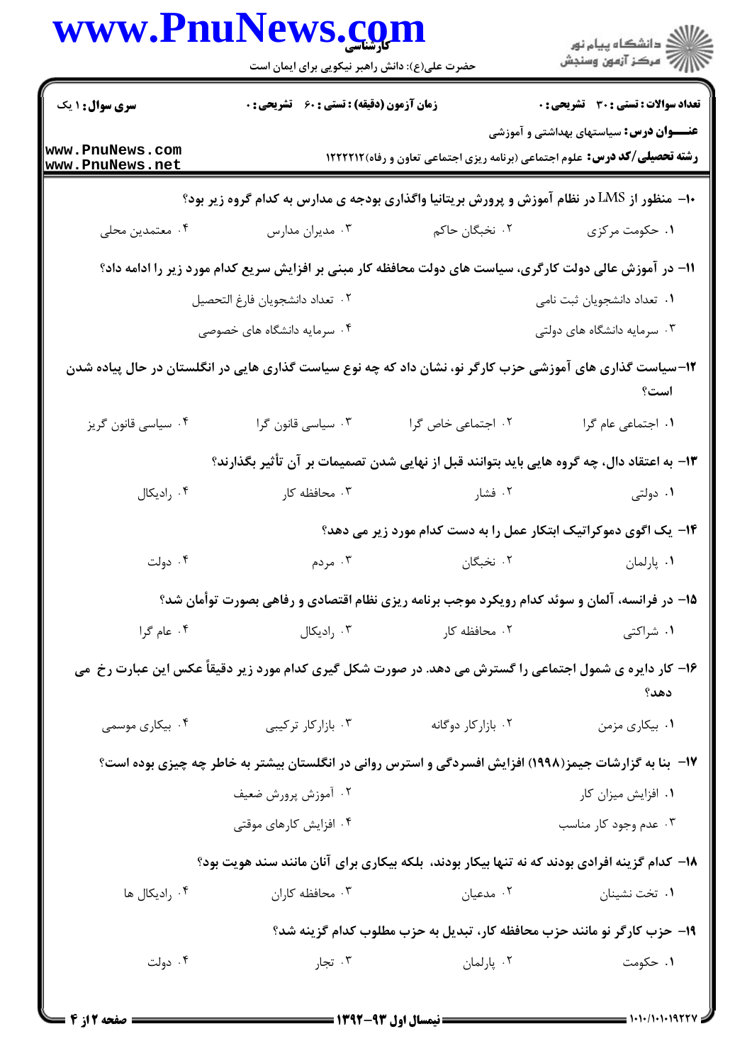۱۰- منظور از LMS در نظام آموزش و پرورش بریتانیا واگذاری بودجه ی مدارس به کدام گروه زیر بود؟

۱. حکومت مرکزی
۲. نخبگان حاکم
۳. مدیران مدارس
۴. معتمدین محلی

۱۱- در آموزش عالی دولت کارگری، سیاست های دولت محافظه کار مبنی بر افزایش سریع کدام مورد زیر را ادامه داد؟

۱. تعداد دانشجویان ثبت نامی
۲. تعداد دانشجویان فارغ التحصیل
۳. سرمایه دانشگاه های دولتی
۴. سرمایه دانشگاه های خصوصی

۱۲- سیاست گذاری های آموزشی حزب کارگر نو، نشان داد که چه نوع سیاست گذاری هایی در انگلستان در حال پیاده شدن است؟

۱. اجتماعی عام گرا
۲. اجتماعی خاص گرا
۳. سیاسی قانون گرا
۴. سیاسی قانون گریز

۱۳- به اعتقاد دال، چه گروه هایی باید بتوانند قبل از نهایی شدن تصمیمات بر آن تأثیر بگذارند؟

۱. دولتی
۲. فشار
۳. محافظه کار
۴. رادیکال

۱۴- یک الگوی دموکراتیک ابتکار عمل را به دست کدام مورد زیر می دهد؟

۱. پارلمان
۲. نخبگان
۳. مردم
۴. دولت

۱۵- در فرانسه، آلمان و سوئد کدام رویکرد موجب برنامه ریزی نظام اقتصادی و رفاهی بصورت توأمان شد؟

۱. شراکتی
۲. محافظه کار
۳. رادیکال
۴. عام گرا

۱۶- کار دایره ی شمول اجتماعی را گسترش می دهد. در صورت شکل گیری کدام مورد زیر دقیقاً عکس این عبارت رخ می دهد؟

۱. بیکاری مزمن
۲. بازارکار دوگانه
۳. بازارکار ترکیبی
۴. بیکاری موسمی

۱۷- بنا به گزارشات جیمز(۱۹۹۸) افزایش افسردگی و استرس روانی در انگلستان بیشتر به خاطر چه چیزی بوده است؟

۱. افزایش میزان کار
۲. آموزش پرورش ضعیف
۳. عدم وجود کار مناسب
۴. افزایش کارهای موقتی

۱۸- کدام گزینه افرادی بودند که نه تنها بیکار بودند، بلکه بیکاری برای آنان مانند سند هویت بود؟

۱. تخت نشینان
۲. مدعیان
۳. محافظه کاران
۴. رادیکال ها

۱۹- حزب کارگر نو مانند حزب محافظه کار، تبدیل به حزب مطلوب کدام گزینه شد؟

۱. حکومت
۲. پارلمان
۳. تجار
۴. دولت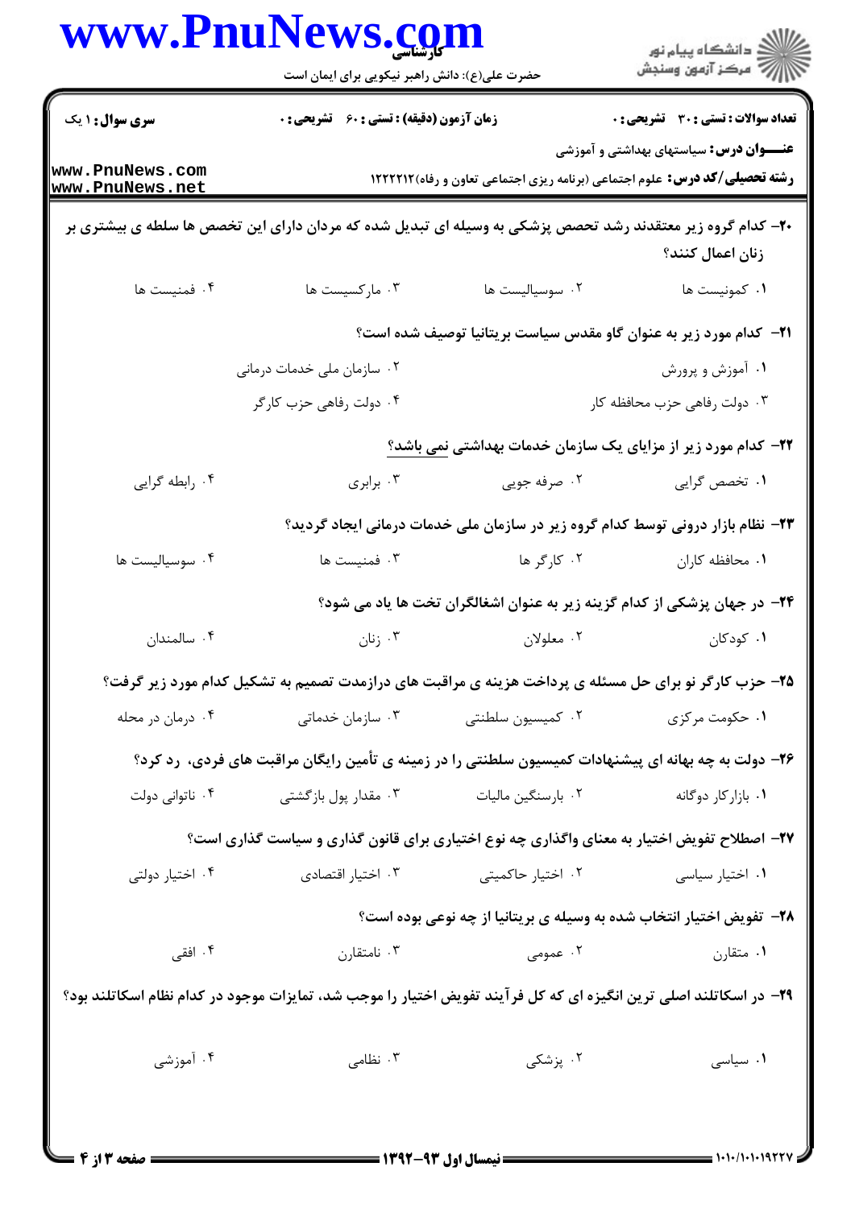**سری سوال:** ۱ یک | **زمان آزمون (دقیقه) : تستی :** ۶۰ **تشریحی :** ۰ | **تعداد سوالات : تستی :** ۳۰ **تشریحی :** ۰

**عنـــوان درس:** سیاستهای بهداشتی و آموزشی

**رشته تحصیلی/کد درس:** علوم اجتماعی (برنامه ریزی اجتماعی تعاون و رفاه)۱۲۲۲۲۱۲

۲۰- کدام گروه زیر معتقدند رشد تحصص پزشکی به وسیله ای تبدیل شده که مردان دارای این تخصص ها سلطه ی بیشتری بر زنان اعمال کنند؟

۱. کمونیست ها
۲. سوسیالیست ها
۳. مارکسیست ها
۴. فمنیست ها

۲۱- کدام مورد زیر به عنوان گاو مقدس سیاست بریتانیا توصیف شده است؟

۱. آموزش و پرورش
۲. سازمان ملی خدمات درمانی
۳. دولت رفاهی حزب محافظه کار
۴. دولت رفاهی حزب کارگر

۲۲- کدام مورد زیر از مزایای یک سازمان خدمات بهداشتی نمی باشد؟

۱. تخصص گرایی
۲. صرفه جویی
۳. برابری
۴. رابطه گرایی

۲۳- نظام بازار درونی توسط کدام گروه زیر در سازمان ملی خدمات درمانی ایجاد گردید؟

۱. محافظه کاران
۲. کارگر ها
۳. فمنیست ها
۴. سوسیالیست ها

۲۴- در جهان پزشکی از کدام گزینه زیر به عنوان اشغالگران تخت ها یاد می شود؟

۱. کودکان
۲. معلولان
۳. زنان
۴. سالمندان

۲۵- حزب کارگر نو برای حل مسئله ی پرداخت هزینه ی مراقبت های درازمدت تصمیم به تشکیل کدام مورد زیر گرفت؟

۱. حکومت مرکزی
۲. کمیسیون سلطنتی
۳. سازمان خدماتی
۴. درمان در محله

۲۶- دولت به چه بهانه ای پیشنهادات کمیسیون سلطنتی را در زمینه ی تأمین رایگان مراقبت های فردی، رد کرد؟

۱. بازارکار دوگانه
۲. بارسنگین مالیات
۳. مقدار پول بازگشتی
۴. ناتوانی دولت

۲۷- اصطلاح تفویض اختیار به معنای واگذاری چه نوع اختیاری برای قانون گذاری و سیاست گذاری است؟

۱. اختیار سیاسی
۲. اختیار حاکمیتی
۳. اختیار اقتصادی
۴. اختیار دولتی

۲۸- تفویض اختیار انتخاب شده به وسیله ی بریتانیا از چه نوعی بوده است؟

۱. متقارن
۲. عمومی
۳. نامتقارن
۴. افقی

۲۹- در اسکاتلند اصلی ترین انگیزه ای که کل فرآیند تفویض اختیار را موجب شد، تمایزات موجود در کدام نظام اسکاتلند بود؟

۱. سیاسی
۲. پزشکی
۳. نظامی
۴. آموزشی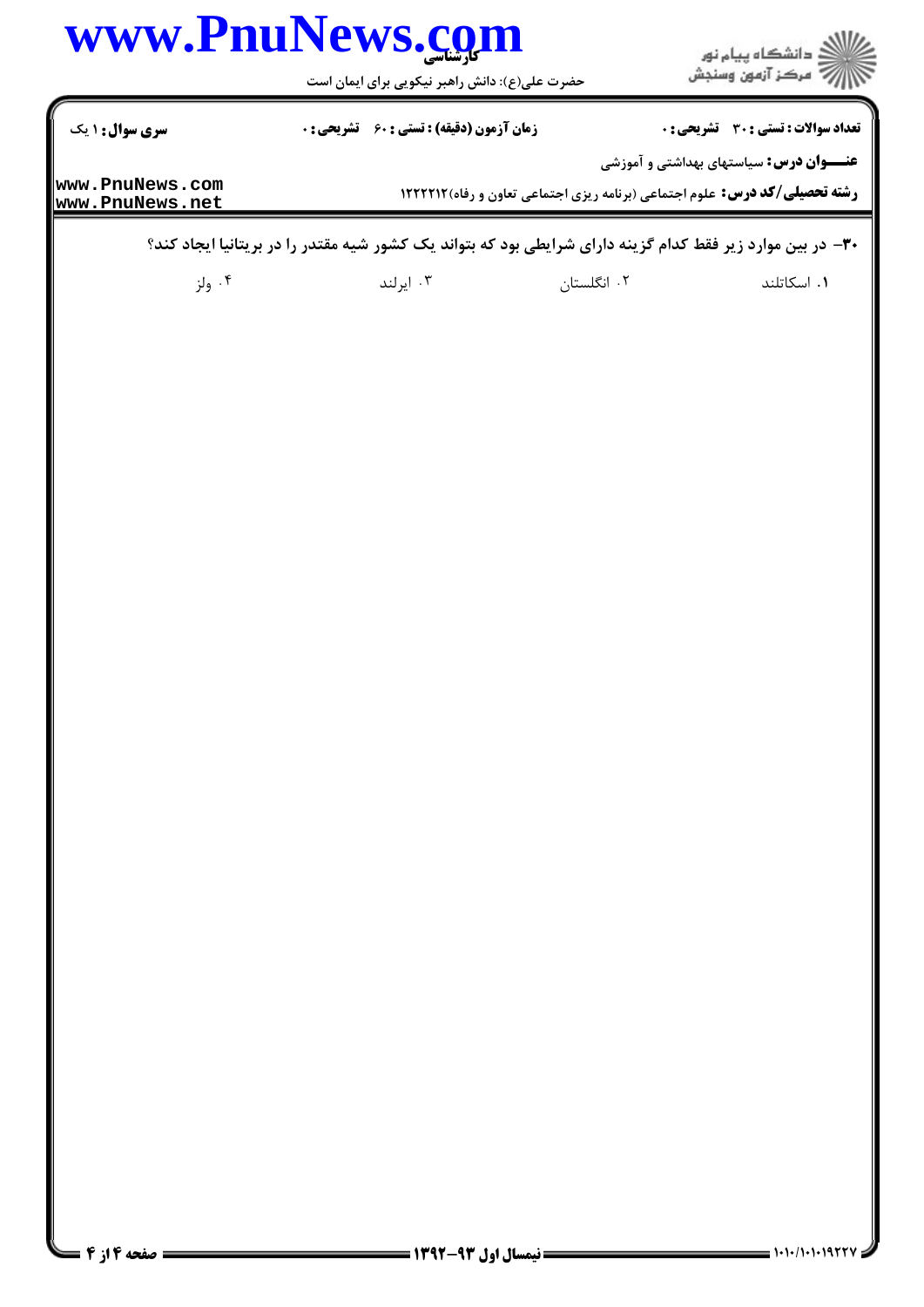**۳۰- در بین موارد زیر فقط کدام گزینه دارای شرایطی بود که بتواند یک کشور شبه مقتدر را در بریتانیا ایجاد کند؟**

۱. اسکاتلند

۲. انگلستان

۳. ایرلند

۴. ولز